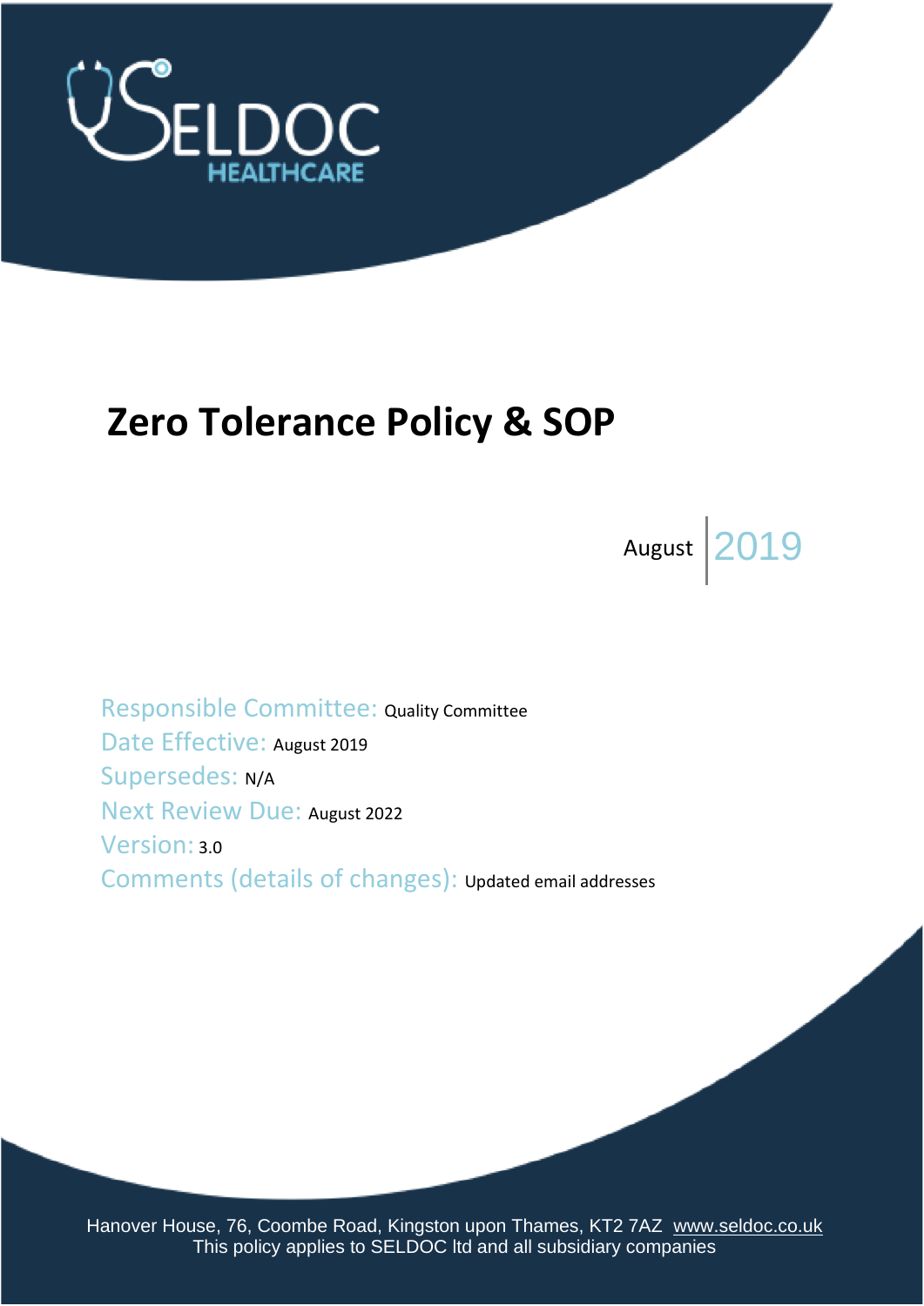SELDOC HEALTHCARE

# Zero Tolerance Policy & SOP

August 2019

Responsible Committee: Quality Committee
Date Effective: August 2019
Supersedes: N/A
Next Review Due: August 2022
Version: 3.0
Comments (details of changes): Updated email addresses

Hanover House, 76, Coombe Road, Kingston upon Thames, KT2 7AZ www.seldoc.co.uk
This policy applies to SELDOC ltd and all subsidiary companies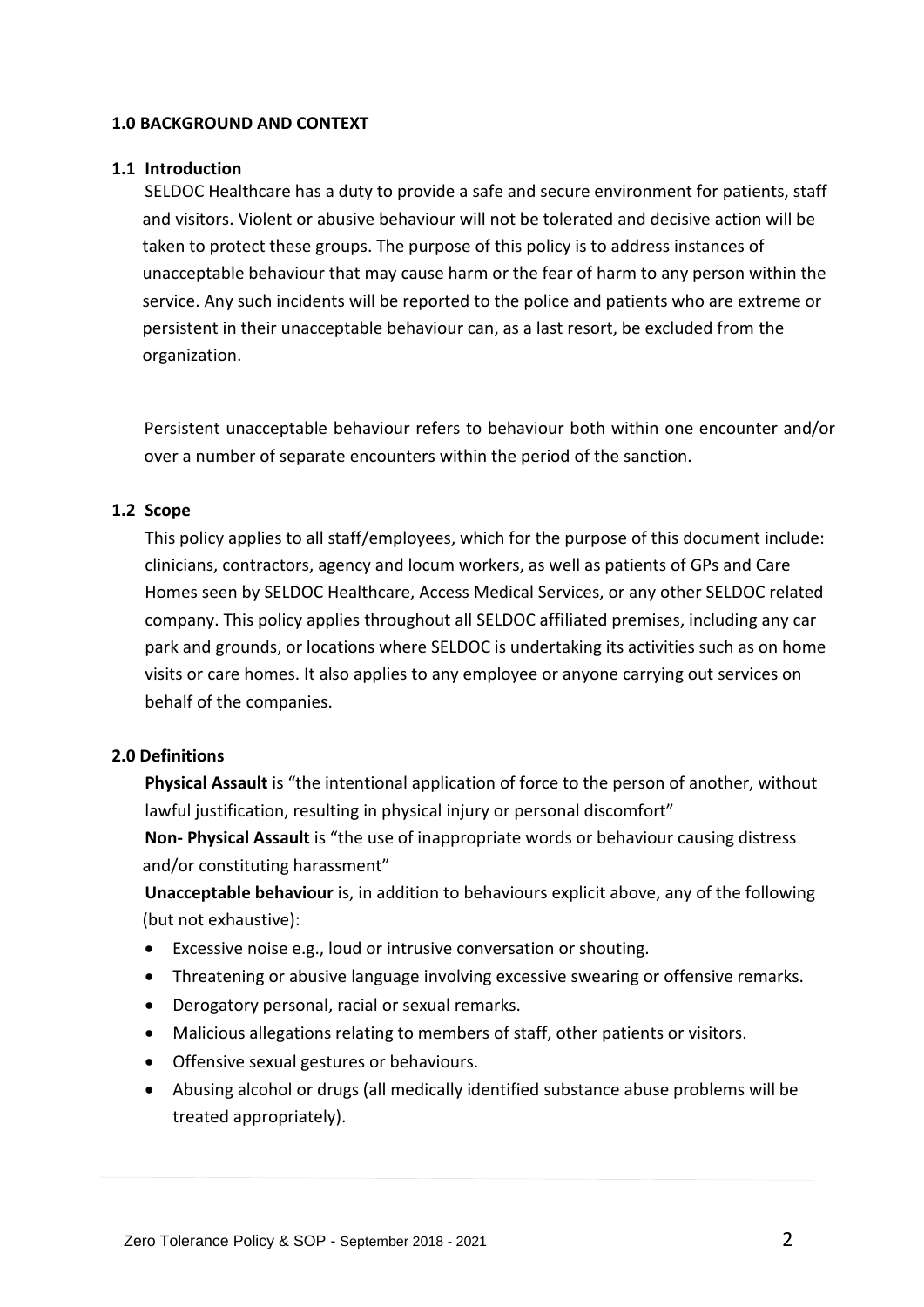## 1.0 BACKGROUND AND CONTEXT

### 1.1 Introduction

SELDOC Healthcare has a duty to provide a safe and secure environment for patients, staff and visitors. Violent or abusive behaviour will not be tolerated and decisive action will be taken to protect these groups. The purpose of this policy is to address instances of unacceptable behaviour that may cause harm or the fear of harm to any person within the service. Any such incidents will be reported to the police and patients who are extreme or persistent in their unacceptable behaviour can, as a last resort, be excluded from the organization.

Persistent unacceptable behaviour refers to behaviour both within one encounter and/or over a number of separate encounters within the period of the sanction.

### 1.2 Scope

This policy applies to all staff/employees, which for the purpose of this document include: clinicians, contractors, agency and locum workers, as well as patients of GPs and Care Homes seen by SELDOC Healthcare, Access Medical Services, or any other SELDOC related company. This policy applies throughout all SELDOC affiliated premises, including any car park and grounds, or locations where SELDOC is undertaking its activities such as on home visits or care homes. It also applies to any employee or anyone carrying out services on behalf of the companies.

## 2.0 Definitions

**Physical Assault** is "the intentional application of force to the person of another, without lawful justification, resulting in physical injury or personal discomfort"

**Non- Physical Assault** is "the use of inappropriate words or behaviour causing distress and/or constituting harassment"

**Unacceptable behaviour** is, in addition to behaviours explicit above, any of the following (but not exhaustive):

- Excessive noise e.g., loud or intrusive conversation or shouting.
- Threatening or abusive language involving excessive swearing or offensive remarks.
- Derogatory personal, racial or sexual remarks.
- Malicious allegations relating to members of staff, other patients or visitors.
- Offensive sexual gestures or behaviours.
- Abusing alcohol or drugs (all medically identified substance abuse problems will be treated appropriately).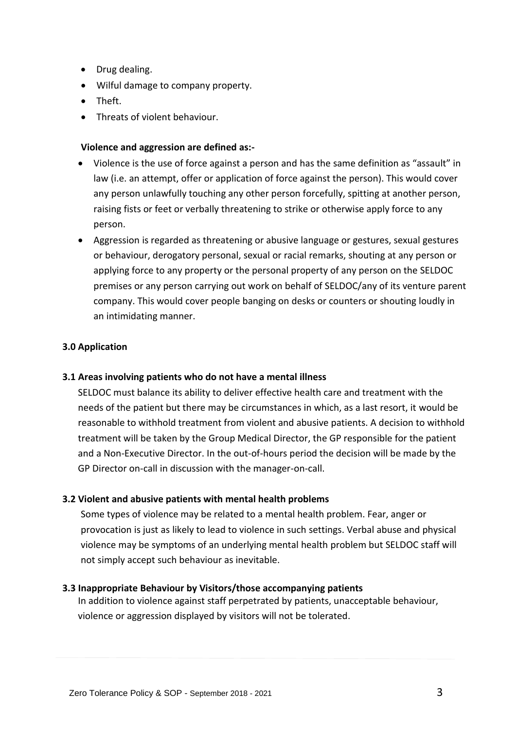- Drug dealing.
- Wilful damage to company property.
- Theft.
- Threats of violent behaviour.

**Violence and aggression are defined as:-**

- Violence is the use of force against a person and has the same definition as "assault" in law (i.e. an attempt, offer or application of force against the person). This would cover any person unlawfully touching any other person forcefully, spitting at another person, raising fists or feet or verbally threatening to strike or otherwise apply force to any person.
- Aggression is regarded as threatening or abusive language or gestures, sexual gestures or behaviour, derogatory personal, sexual or racial remarks, shouting at any person or applying force to any property or the personal property of any person on the SELDOC premises or any person carrying out work on behalf of SELDOC/any of its venture parent company. This would cover people banging on desks or counters or shouting loudly in an intimidating manner.

## 3.0 Application

### 3.1 Areas involving patients who do not have a mental illness

SELDOC must balance its ability to deliver effective health care and treatment with the needs of the patient but there may be circumstances in which, as a last resort, it would be reasonable to withhold treatment from violent and abusive patients. A decision to withhold treatment will be taken by the Group Medical Director, the GP responsible for the patient and a Non-Executive Director. In the out-of-hours period the decision will be made by the GP Director on-call in discussion with the manager-on-call.

### 3.2 Violent and abusive patients with mental health problems

Some types of violence may be related to a mental health problem. Fear, anger or provocation is just as likely to lead to violence in such settings. Verbal abuse and physical violence may be symptoms of an underlying mental health problem but SELDOC staff will not simply accept such behaviour as inevitable.

### 3.3 Inappropriate Behaviour by Visitors/those accompanying patients

In addition to violence against staff perpetrated by patients, unacceptable behaviour, violence or aggression displayed by visitors will not be tolerated.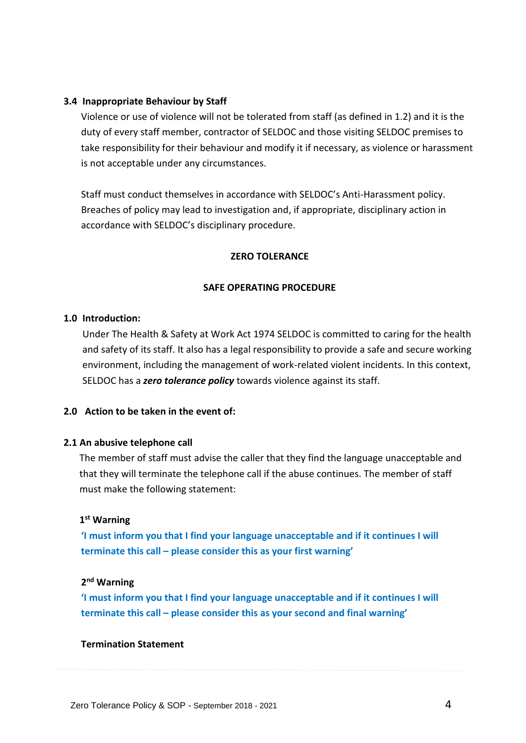### 3.4 Inappropriate Behaviour by Staff

Violence or use of violence will not be tolerated from staff (as defined in 1.2) and it is the duty of every staff member, contractor of SELDOC and those visiting SELDOC premises to take responsibility for their behaviour and modify it if necessary, as violence or harassment is not acceptable under any circumstances.

Staff must conduct themselves in accordance with SELDOC's Anti-Harassment policy. Breaches of policy may lead to investigation and, if appropriate, disciplinary action in accordance with SELDOC's disciplinary procedure.

## ZERO TOLERANCE

## SAFE OPERATING PROCEDURE

### 1.0 Introduction:

Under The Health & Safety at Work Act 1974 SELDOC is committed to caring for the health and safety of its staff. It also has a legal responsibility to provide a safe and secure working environment, including the management of work-related violent incidents. In this context, SELDOC has a ***zero tolerance policy*** towards violence against its staff.

### 2.0 Action to be taken in the event of:

### 2.1 An abusive telephone call

The member of staff must advise the caller that they find the language unacceptable and that they will terminate the telephone call if the abuse continues. The member of staff must make the following statement:

**1st Warning**

**'I must inform you that I find your language unacceptable and if it continues I will terminate this call – please consider this as your first warning'**

**2nd Warning**

**'I must inform you that I find your language unacceptable and if it continues I will terminate this call – please consider this as your second and final warning'**

**Termination Statement**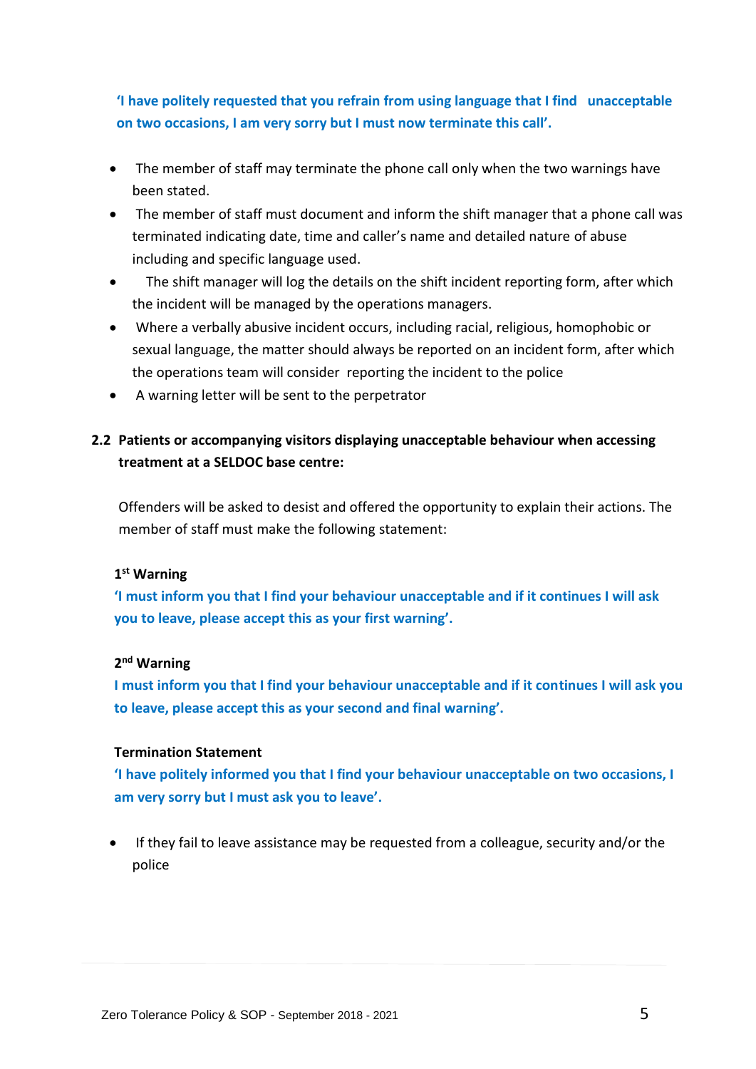**'I have politely requested that you refrain from using language that I find unacceptable on two occasions, I am very sorry but I must now terminate this call'.**

- The member of staff may terminate the phone call only when the two warnings have been stated.
- The member of staff must document and inform the shift manager that a phone call was terminated indicating date, time and caller's name and detailed nature of abuse including and specific language used.
- The shift manager will log the details on the shift incident reporting form, after which the incident will be managed by the operations managers.
- Where a verbally abusive incident occurs, including racial, religious, homophobic or sexual language, the matter should always be reported on an incident form, after which the operations team will consider reporting the incident to the police
- A warning letter will be sent to the perpetrator

### 2.2 Patients or accompanying visitors displaying unacceptable behaviour when accessing treatment at a SELDOC base centre:

Offenders will be asked to desist and offered the opportunity to explain their actions. The member of staff must make the following statement:

**1st Warning**

**'I must inform you that I find your behaviour unacceptable and if it continues I will ask you to leave, please accept this as your first warning'.**

**2nd Warning**

**I must inform you that I find your behaviour unacceptable and if it continues I will ask you to leave, please accept this as your second and final warning'.**

**Termination Statement**

**'I have politely informed you that I find your behaviour unacceptable on two occasions, I am very sorry but I must ask you to leave'.**

- If they fail to leave assistance may be requested from a colleague, security and/or the police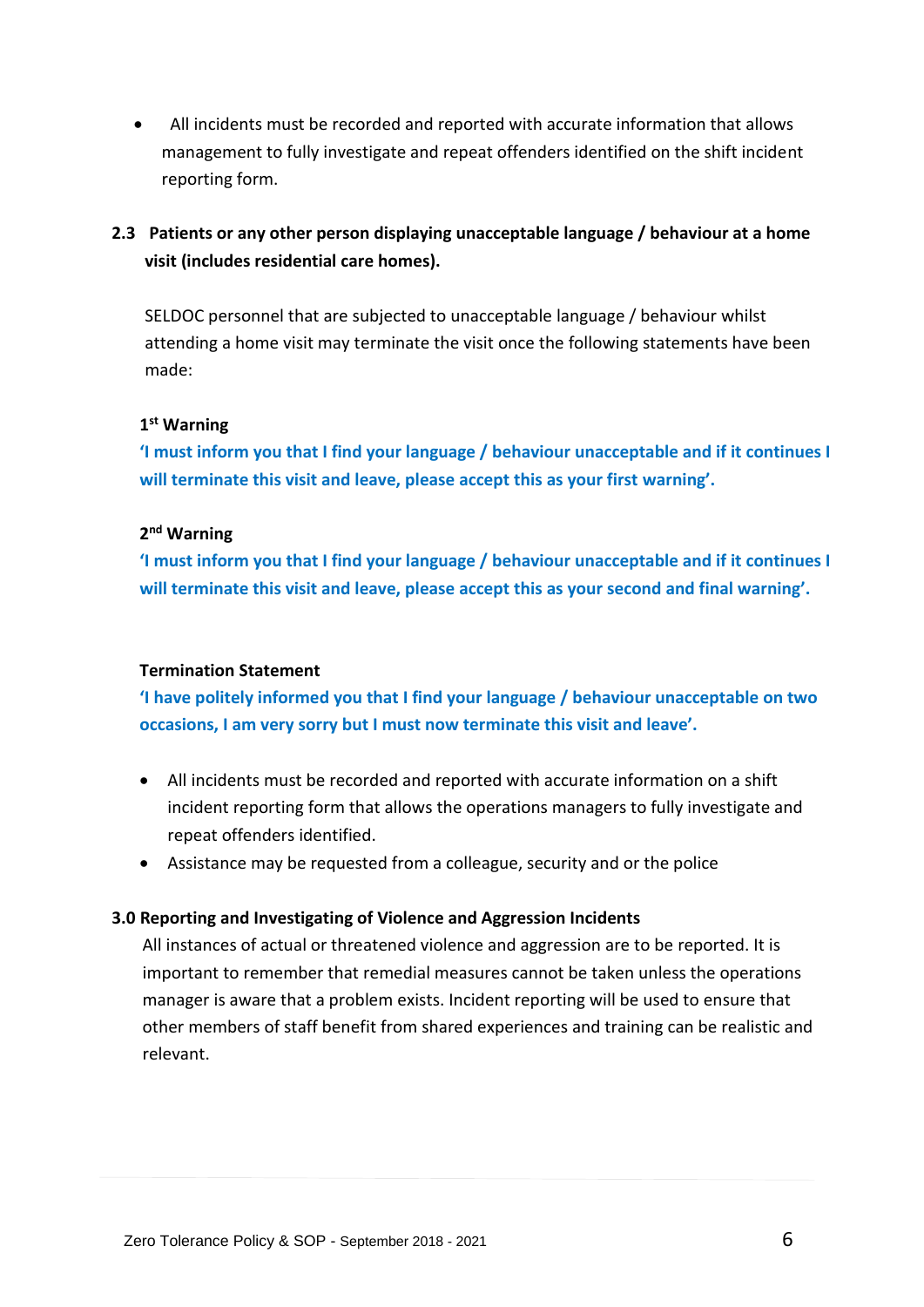- All incidents must be recorded and reported with accurate information that allows management to fully investigate and repeat offenders identified on the shift incident reporting form.

### 2.3 Patients or any other person displaying unacceptable language / behaviour at a home visit (includes residential care homes).

SELDOC personnel that are subjected to unacceptable language / behaviour whilst attending a home visit may terminate the visit once the following statements have been made:

**1st Warning**

**'I must inform you that I find your language / behaviour unacceptable and if it continues I will terminate this visit and leave, please accept this as your first warning'.**

**2nd Warning**

**'I must inform you that I find your language / behaviour unacceptable and if it continues I will terminate this visit and leave, please accept this as your second and final warning'.**

**Termination Statement**

**'I have politely informed you that I find your language / behaviour unacceptable on two occasions, I am very sorry but I must now terminate this visit and leave'.**

- All incidents must be recorded and reported with accurate information on a shift incident reporting form that allows the operations managers to fully investigate and repeat offenders identified.
- Assistance may be requested from a colleague, security and or the police

### 3.0 Reporting and Investigating of Violence and Aggression Incidents

All instances of actual or threatened violence and aggression are to be reported. It is important to remember that remedial measures cannot be taken unless the operations manager is aware that a problem exists. Incident reporting will be used to ensure that other members of staff benefit from shared experiences and training can be realistic and relevant.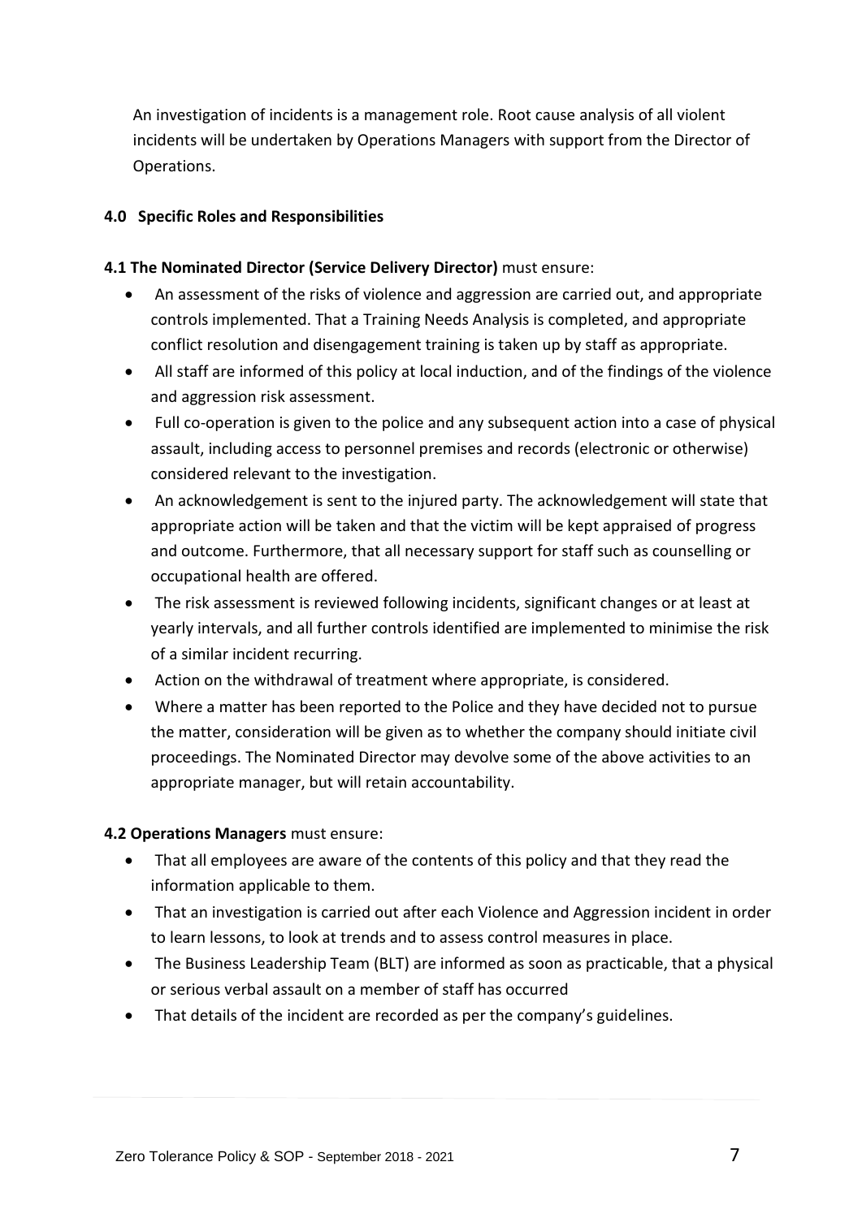An investigation of incidents is a management role. Root cause analysis of all violent incidents will be undertaken by Operations Managers with support from the Director of Operations.

## 4.0 Specific Roles and Responsibilities

**4.1 The Nominated Director (Service Delivery Director)** must ensure:

- An assessment of the risks of violence and aggression are carried out, and appropriate controls implemented. That a Training Needs Analysis is completed, and appropriate conflict resolution and disengagement training is taken up by staff as appropriate.
- All staff are informed of this policy at local induction, and of the findings of the violence and aggression risk assessment.
- Full co-operation is given to the police and any subsequent action into a case of physical assault, including access to personnel premises and records (electronic or otherwise) considered relevant to the investigation.
- An acknowledgement is sent to the injured party. The acknowledgement will state that appropriate action will be taken and that the victim will be kept appraised of progress and outcome. Furthermore, that all necessary support for staff such as counselling or occupational health are offered.
- The risk assessment is reviewed following incidents, significant changes or at least at yearly intervals, and all further controls identified are implemented to minimise the risk of a similar incident recurring.
- Action on the withdrawal of treatment where appropriate, is considered.
- Where a matter has been reported to the Police and they have decided not to pursue the matter, consideration will be given as to whether the company should initiate civil proceedings. The Nominated Director may devolve some of the above activities to an appropriate manager, but will retain accountability.

**4.2 Operations Managers** must ensure:

- That all employees are aware of the contents of this policy and that they read the information applicable to them.
- That an investigation is carried out after each Violence and Aggression incident in order to learn lessons, to look at trends and to assess control measures in place.
- The Business Leadership Team (BLT) are informed as soon as practicable, that a physical or serious verbal assault on a member of staff has occurred
- That details of the incident are recorded as per the company's guidelines.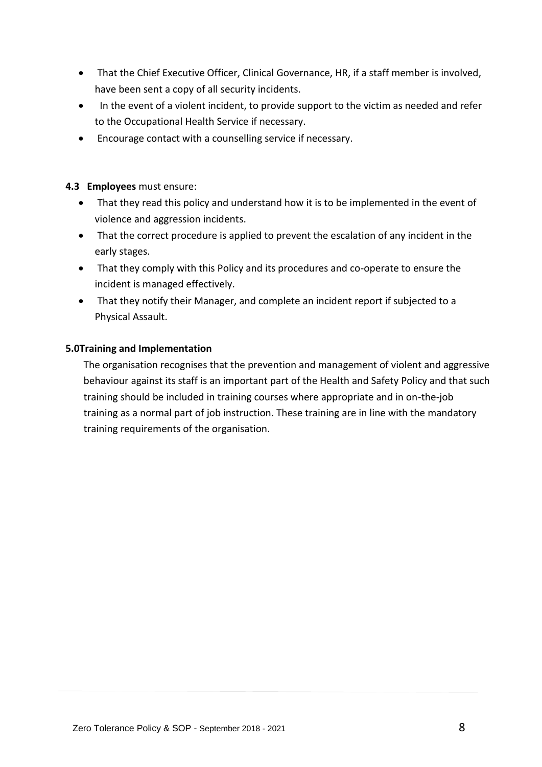- That the Chief Executive Officer, Clinical Governance, HR, if a staff member is involved, have been sent a copy of all security incidents.
- In the event of a violent incident, to provide support to the victim as needed and refer to the Occupational Health Service if necessary.
- Encourage contact with a counselling service if necessary.

**4.3 Employees** must ensure:

- That they read this policy and understand how it is to be implemented in the event of violence and aggression incidents.
- That the correct procedure is applied to prevent the escalation of any incident in the early stages.
- That they comply with this Policy and its procedures and co-operate to ensure the incident is managed effectively.
- That they notify their Manager, and complete an incident report if subjected to a Physical Assault.

## 5.0Training and Implementation

The organisation recognises that the prevention and management of violent and aggressive behaviour against its staff is an important part of the Health and Safety Policy and that such training should be included in training courses where appropriate and in on-the-job training as a normal part of job instruction. These training are in line with the mandatory training requirements of the organisation.